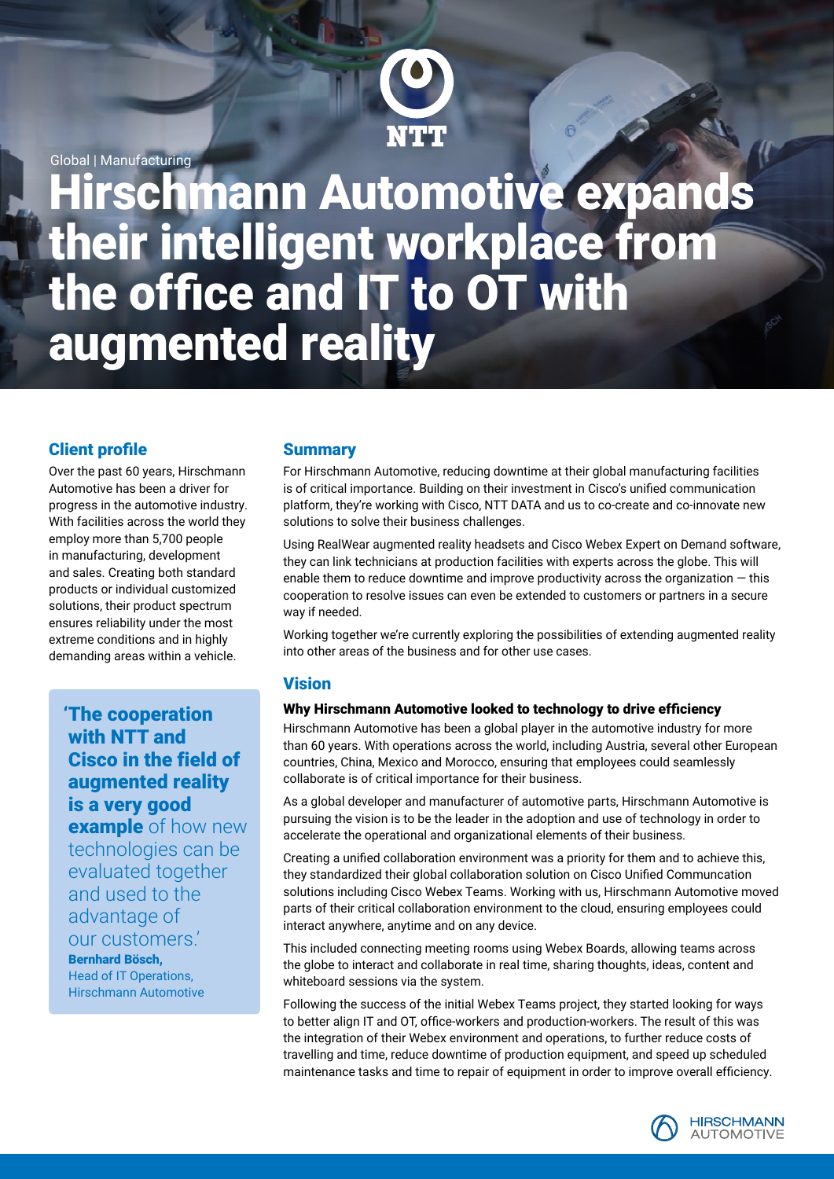Global | Manufacturing

# Hirschmann Automotive expands their intelligent workplace from the office and IT to OT with augmented reality

## Client profile

Over the past 60 years, Hirschmann Automotive has been a driver for progress in the automotive industry. With facilities across the world they employ more than 5,700 people in manufacturing, development and sales. Creating both standard products or individual customized solutions, their product spectrum ensures reliability under the most extreme conditions and in highly demanding areas within a vehicle.

> **'The cooperation with NTT and Cisco in the field of augmented reality is a very good example** of how new technologies can be evaluated together and used to the advantage of our customers.'
>
> **Bernhard Bösch,**
> Head of IT Operations, Hirschmann Automotive

## Summary

For Hirschmann Automotive, reducing downtime at their global manufacturing facilities is of critical importance. Building on their investment in Cisco's unified communication platform, they're working with Cisco, NTT DATA and us to co-create and co-innovate new solutions to solve their business challenges.

Using RealWear augmented reality headsets and Cisco Webex Expert on Demand software, they can link technicians at production facilities with experts across the globe. This will enable them to reduce downtime and improve productivity across the organization — this cooperation to resolve issues can even be extended to customers or partners in a secure way if needed.

Working together we're currently exploring the possibilities of extending augmented reality into other areas of the business and for other use cases.

## Vision

### Why Hirschmann Automotive looked to technology to drive efficiency

Hirschmann Automotive has been a global player in the automotive industry for more than 60 years. With operations across the world, including Austria, several other European countries, China, Mexico and Morocco, ensuring that employees could seamlessly collaborate is of critical importance for their business.

As a global developer and manufacturer of automotive parts, Hirschmann Automotive is pursuing the vision is to be the leader in the adoption and use of technology in order to accelerate the operational and organizational elements of their business.

Creating a unified collaboration environment was a priority for them and to achieve this, they standardized their global collaboration solution on Cisco Unified Communcation solutions including Cisco Webex Teams. Working with us, Hirschmann Automotive moved parts of their critical collaboration environment to the cloud, ensuring employees could interact anywhere, anytime and on any device.

This included connecting meeting rooms using Webex Boards, allowing teams across the globe to interact and collaborate in real time, sharing thoughts, ideas, content and whiteboard sessions via the system.

Following the success of the initial Webex Teams project, they started looking for ways to better align IT and OT, office-workers and production-workers. The result of this was the integration of their Webex environment and operations, to further reduce costs of travelling and time, reduce downtime of production equipment, and speed up scheduled maintenance tasks and time to repair of equipment in order to improve overall efficiency.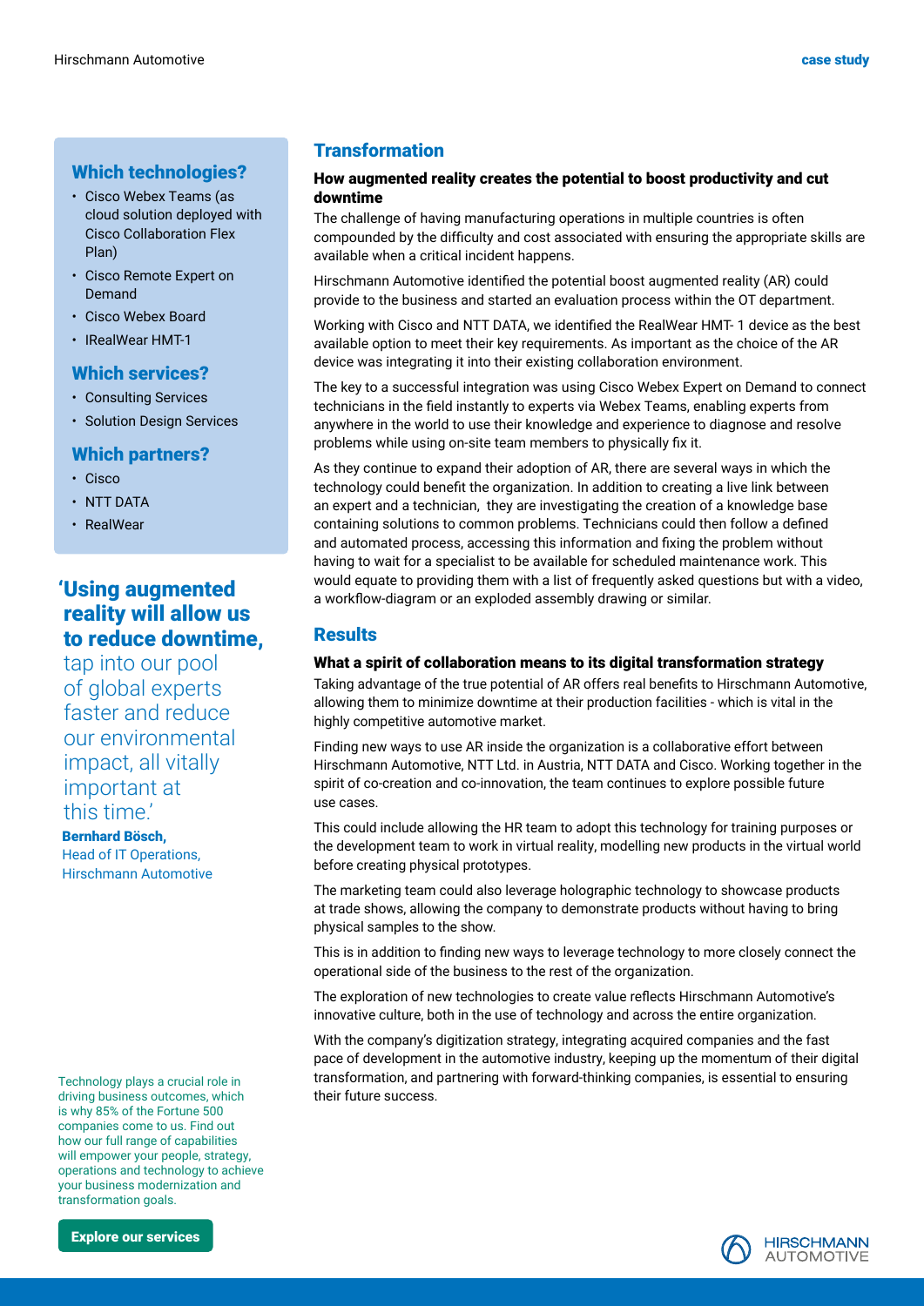## Which technologies?

- Cisco Webex Teams (as cloud solution deployed with Cisco Collaboration Flex Plan)
- Cisco Remote Expert on Demand
- Cisco Webex Board
- IRealWear HMT-1

## Which services?

- Consulting Services
- Solution Design Services

## Which partners?

- Cisco
- NTT DATA
- RealWear

**'Using augmented reality will allow us to reduce downtime,** tap into our pool of global experts faster and reduce our environmental impact, all vitally important at this time.'

**Bernhard Bösch,**
Head of IT Operations,
Hirschmann Automotive

## Transformation

### How augmented reality creates the potential to boost productivity and cut downtime

The challenge of having manufacturing operations in multiple countries is often compounded by the difficulty and cost associated with ensuring the appropriate skills are available when a critical incident happens.

Hirschmann Automotive identified the potential boost augmented reality (AR) could provide to the business and started an evaluation process within the OT department.

Working with Cisco and NTT DATA, we identified the RealWear HMT- 1 device as the best available option to meet their key requirements. As important as the choice of the AR device was integrating it into their existing collaboration environment.

The key to a successful integration was using Cisco Webex Expert on Demand to connect technicians in the field instantly to experts via Webex Teams, enabling experts from anywhere in the world to use their knowledge and experience to diagnose and resolve problems while using on-site team members to physically fix it.

As they continue to expand their adoption of AR, there are several ways in which the technology could benefit the organization. In addition to creating a live link between an expert and a technician, they are investigating the creation of a knowledge base containing solutions to common problems. Technicians could then follow a defined and automated process, accessing this information and fixing the problem without having to wait for a specialist to be available for scheduled maintenance work. This would equate to providing them with a list of frequently asked questions but with a video, a workflow-diagram or an exploded assembly drawing or similar.

## Results

### What a spirit of collaboration means to its digital transformation strategy

Taking advantage of the true potential of AR offers real benefits to Hirschmann Automotive, allowing them to minimize downtime at their production facilities - which is vital in the highly competitive automotive market.

Finding new ways to use AR inside the organization is a collaborative effort between Hirschmann Automotive, NTT Ltd. in Austria, NTT DATA and Cisco. Working together in the spirit of co-creation and co-innovation, the team continues to explore possible future use cases.

This could include allowing the HR team to adopt this technology for training purposes or the development team to work in virtual reality, modelling new products in the virtual world before creating physical prototypes.

The marketing team could also leverage holographic technology to showcase products at trade shows, allowing the company to demonstrate products without having to bring physical samples to the show.

This is in addition to finding new ways to leverage technology to more closely connect the operational side of the business to the rest of the organization.

The exploration of new technologies to create value reflects Hirschmann Automotive's innovative culture, both in the use of technology and across the entire organization.

With the company's digitization strategy, integrating acquired companies and the fast pace of development in the automotive industry, keeping up the momentum of their digital transformation, and partnering with forward-thinking companies, is essential to ensuring their future success.

Technology plays a crucial role in driving business outcomes, which is why 85% of the Fortune 500 companies come to us. Find out how our full range of capabilities will empower your people, strategy, operations and technology to achieve your business modernization and transformation goals.

**Explore our services**